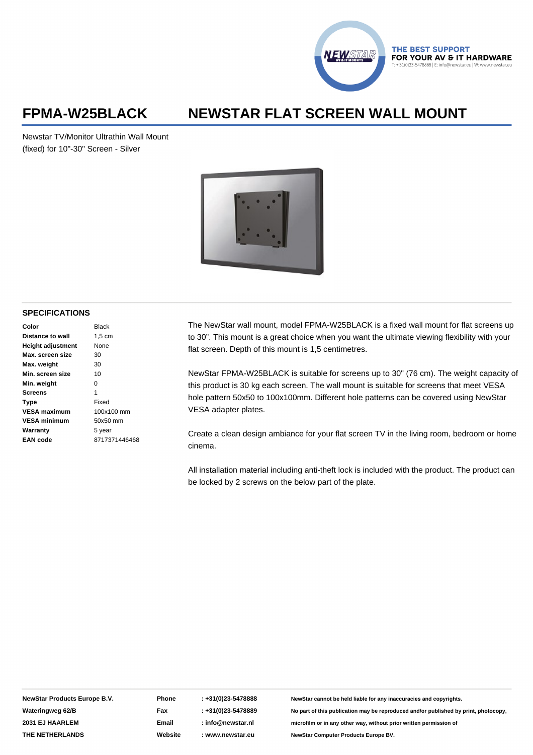THE BEST SUPPORT
FOR YOUR AV & IT HARDWARE
T: + 31(0)23-5478888 | E: info@newstar.eu | W: www.newstar.eu

# FPMA-W25BLACK NEWSTAR FLAT SCREEN WALL MOUNT

Newstar TV/Monitor Ultrathin Wall Mount (fixed) for 10"-30" Screen - Silver

## SPECIFICATIONS

| | |
|---|---|
| **Color** | Black |
| **Distance to wall** | 1,5 cm |
| **Height adjustment** | None |
| **Max. screen size** | 30 |
| **Max. weight** | 30 |
| **Min. screen size** | 10 |
| **Min. weight** | 0 |
| **Screens** | 1 |
| **Type** | Fixed |
| **VESA maximum** | 100x100 mm |
| **VESA minimum** | 50x50 mm |
| **Warranty** | 5 year |
| **EAN code** | 8717371446468 |

The NewStar wall mount, model FPMA-W25BLACK is a fixed wall mount for flat screens up to 30". This mount is a great choice when you want the ultimate viewing flexibility with your flat screen. Depth of this mount is 1,5 centimetres.

NewStar FPMA-W25BLACK is suitable for screens up to 30" (76 cm). The weight capacity of this product is 30 kg each screen. The wall mount is suitable for screens that meet VESA hole pattern 50x50 to 100x100mm. Different hole patterns can be covered using NewStar VESA adapter plates.

Create a clean design ambiance for your flat screen TV in the living room, bedroom or home cinema.

All installation material including anti-theft lock is included with the product. The product can be locked by 2 screws on the below part of the plate.

**NewStar Products Europe B.V.**
**Wateringweg 62/B**
**2031 EJ HAARLEM**
**THE NETHERLANDS**

| | |
|---|---|
| **Phone** | **: +31(0)23-5478888** |
| **Fax** | **: +31(0)23-5478889** |
| **Email** | **: info@newstar.nl** |
| **Website** | **: www.newstar.eu** |

**NewStar cannot be held liable for any inaccuracies and copyrights.**
**No part of this publication may be reproduced and/or published by print, photocopy, microfilm or in any other way, without prior written permission of NewStar Computer Products Europe BV.**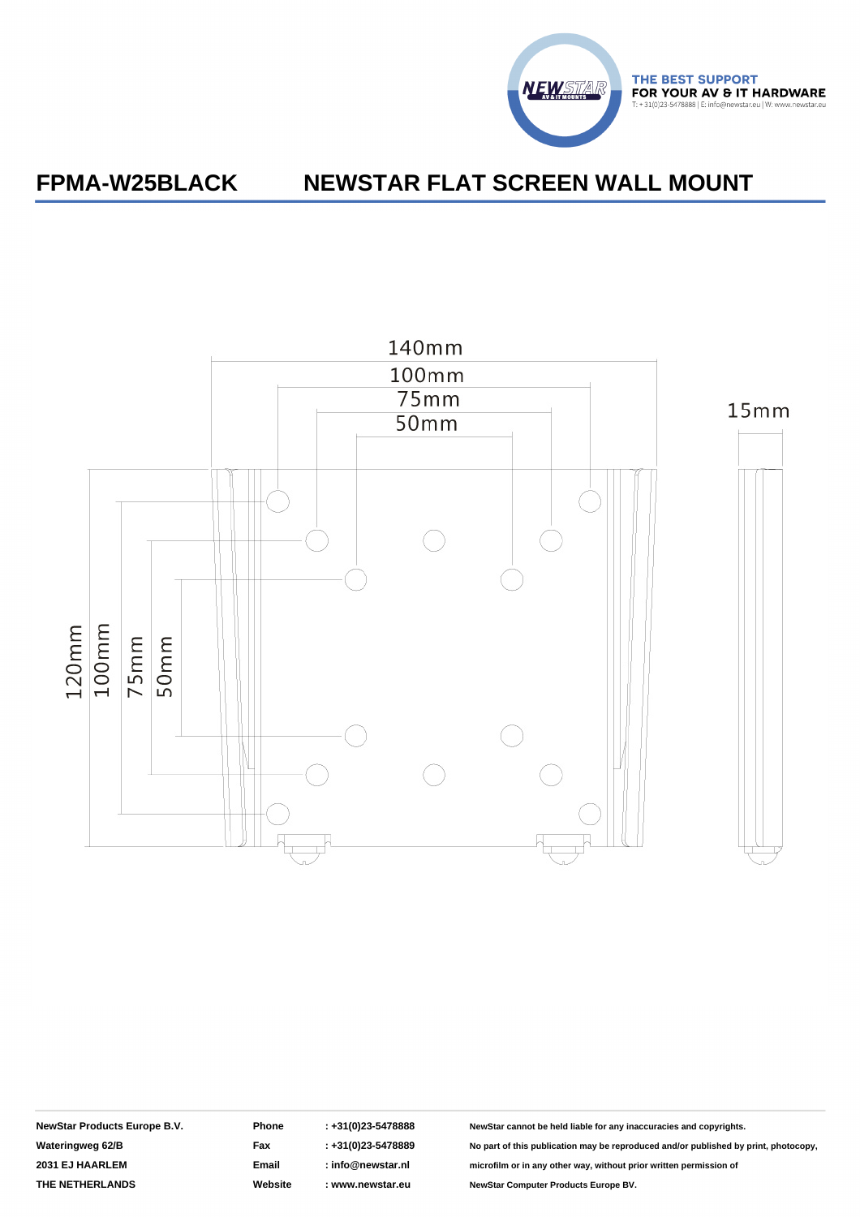# FPMA-W25BLACK NEWSTAR FLAT SCREEN WALL MOUNT

140mm
100mm
75mm
50mm

15mm

120mm
100mm
75mm
50mm

| | | | |
|---|---|---|---|
| **NewStar Products Europe B.V.** | **Phone** | **: +31(0)23-5478888** | **NewStar cannot be held liable for any inaccuracies and copyrights.** |
| **Wateringweg 62/B** | **Fax** | **: +31(0)23-5478889** | **No part of this publication may be reproduced and/or published by print, photocopy,** |
| **2031 EJ HAARLEM** | **Email** | **: info@newstar.nl** | **microfilm or in any other way, without prior written permission of** |
| **THE NETHERLANDS** | **Website** | **: www.newstar.eu** | **NewStar Computer Products Europe BV.** |